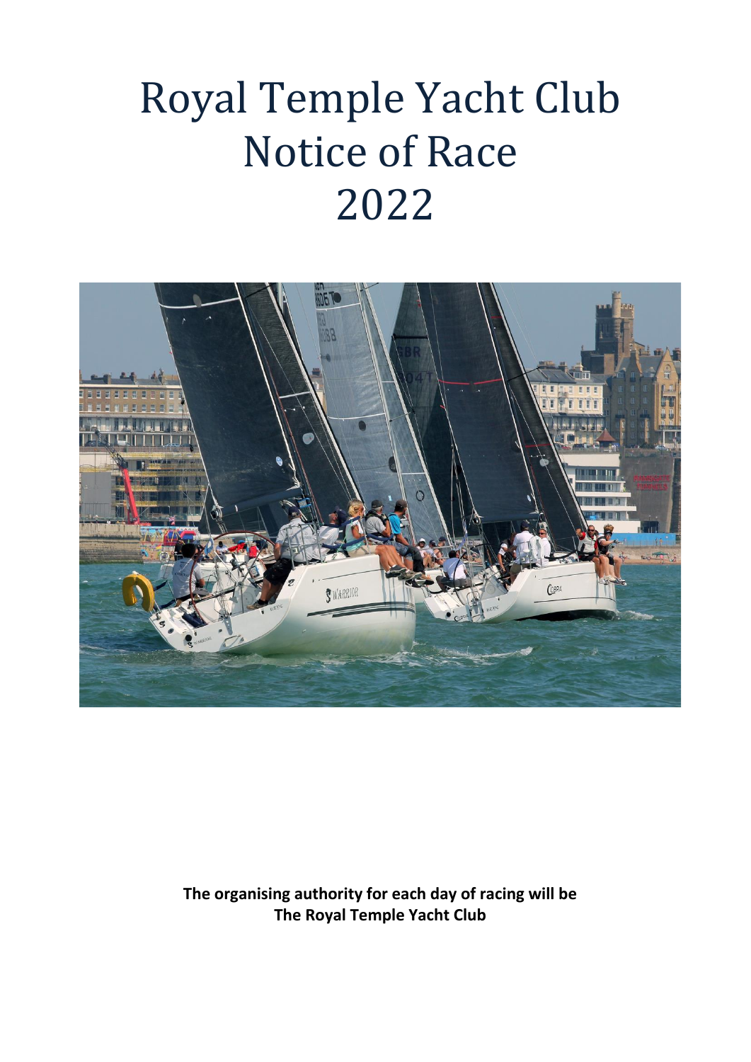# Royal Temple Yacht Club Notice of Race 2022

**The organising authority for each day of racing will be The Royal Temple Yacht Club**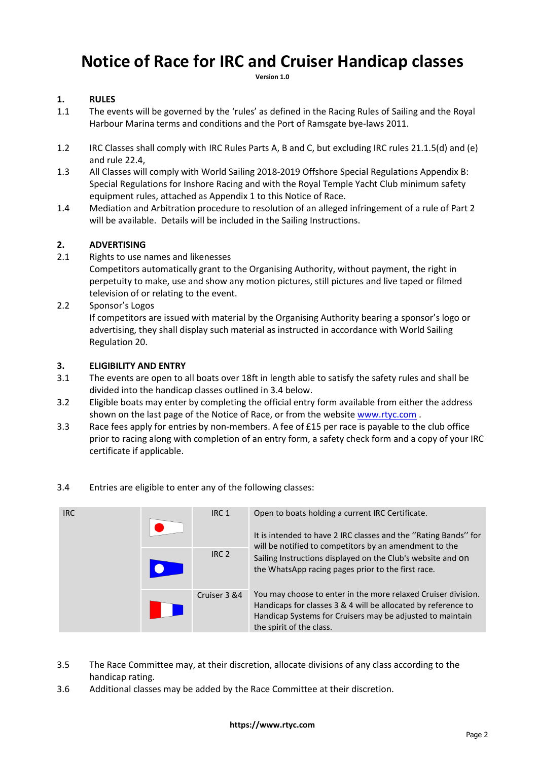# Notice of Race for IRC and Cruiser Handicap classes

**Version 1.0**

**1. RULES**

1.1 The events will be governed by the 'rules' as defined in the Racing Rules of Sailing and the Royal Harbour Marina terms and conditions and the Port of Ramsgate bye-laws 2011.

1.2 IRC Classes shall comply with IRC Rules Parts A, B and C, but excluding IRC rules 21.1.5(d) and (e) and rule 22.4,

1.3 All Classes will comply with World Sailing 2018-2019 Offshore Special Regulations Appendix B: Special Regulations for Inshore Racing and with the Royal Temple Yacht Club minimum safety equipment rules, attached as Appendix 1 to this Notice of Race.

1.4 Mediation and Arbitration procedure to resolution of an alleged infringement of a rule of Part 2 will be available. Details will be included in the Sailing Instructions.

**2. ADVERTISING**

2.1 Rights to use names and likenesses
Competitors automatically grant to the Organising Authority, without payment, the right in perpetuity to make, use and show any motion pictures, still pictures and live taped or filmed television of or relating to the event.

2.2 Sponsor's Logos
If competitors are issued with material by the Organising Authority bearing a sponsor's logo or advertising, they shall display such material as instructed in accordance with World Sailing Regulation 20.

**3. ELIGIBILITY AND ENTRY**

3.1 The events are open to all boats over 18ft in length able to satisfy the safety rules and shall be divided into the handicap classes outlined in 3.4 below.

3.2 Eligible boats may enter by completing the official entry form available from either the address shown on the last page of the Notice of Race, or from the website www.rtyc.com .

3.3 Race fees apply for entries by non-members. A fee of £15 per race is payable to the club office prior to racing along with completion of an entry form, a safety check form and a copy of your IRC certificate if applicable.

3.4 Entries are eligible to enter any of the following classes:

| | | | |
|---|---|---|---|
| IRC | | IRC 1 | Open to boats holding a current IRC Certificate.<br><br>It is intended to have 2 IRC classes and the "Rating Bands" for will be notified to competitors by an amendment to the Sailing Instructions displayed on the Club's website and on the WhatsApp racing pages prior to the first race. |
| | | IRC 2 | |
| | | Cruiser 3 &4 | You may choose to enter in the more relaxed Cruiser division. Handicaps for classes 3 & 4 will be allocated by reference to Handicap Systems for Cruisers may be adjusted to maintain the spirit of the class. |

3.5 The Race Committee may, at their discretion, allocate divisions of any class according to the handicap rating.

3.6 Additional classes may be added by the Race Committee at their discretion.

**https://www.rtyc.com**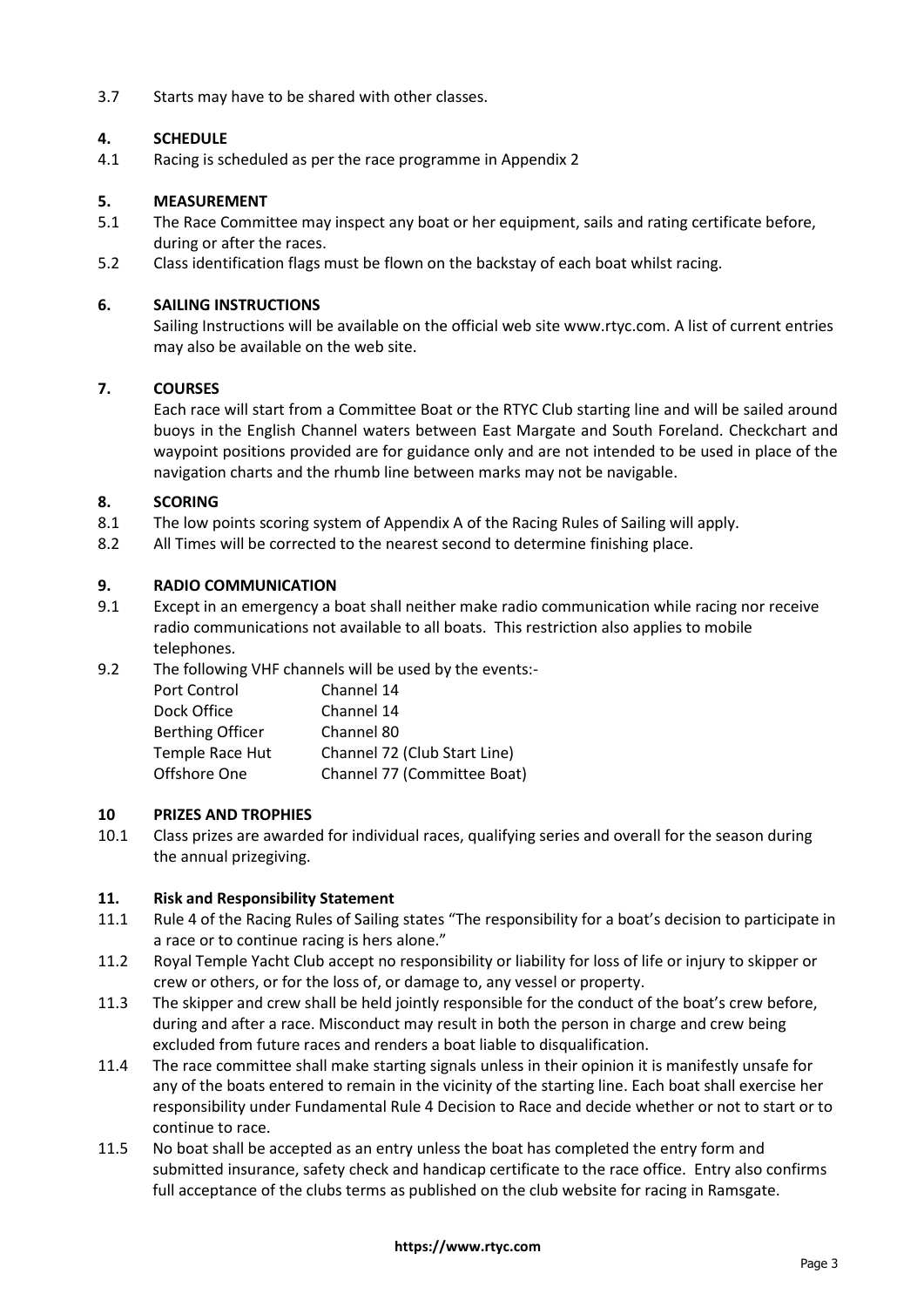3.7 Starts may have to be shared with other classes.

## 4. SCHEDULE

4.1 Racing is scheduled as per the race programme in Appendix 2

## 5. MEASUREMENT

5.1 The Race Committee may inspect any boat or her equipment, sails and rating certificate before, during or after the races.

5.2 Class identification flags must be flown on the backstay of each boat whilst racing.

## 6. SAILING INSTRUCTIONS

Sailing Instructions will be available on the official web site www.rtyc.com. A list of current entries may also be available on the web site.

## 7. COURSES

Each race will start from a Committee Boat or the RTYC Club starting line and will be sailed around buoys in the English Channel waters between East Margate and South Foreland. Checkchart and waypoint positions provided are for guidance only and are not intended to be used in place of the navigation charts and the rhumb line between marks may not be navigable.

## 8. SCORING

8.1 The low points scoring system of Appendix A of the Racing Rules of Sailing will apply.

8.2 All Times will be corrected to the nearest second to determine finishing place.

## 9. RADIO COMMUNICATION

9.1 Except in an emergency a boat shall neither make radio communication while racing nor receive radio communications not available to all boats. This restriction also applies to mobile telephones.

9.2 The following VHF channels will be used by the events:-

| | |
|---|---|
| Port Control | Channel 14 |
| Dock Office | Channel 14 |
| Berthing Officer | Channel 80 |
| Temple Race Hut | Channel 72 (Club Start Line) |
| Offshore One | Channel 77 (Committee Boat) |

## 10 PRIZES AND TROPHIES

10.1 Class prizes are awarded for individual races, qualifying series and overall for the season during the annual prizegiving.

## 11. Risk and Responsibility Statement

11.1 Rule 4 of the Racing Rules of Sailing states "The responsibility for a boat's decision to participate in a race or to continue racing is hers alone."

11.2 Royal Temple Yacht Club accept no responsibility or liability for loss of life or injury to skipper or crew or others, or for the loss of, or damage to, any vessel or property.

11.3 The skipper and crew shall be held jointly responsible for the conduct of the boat's crew before, during and after a race. Misconduct may result in both the person in charge and crew being excluded from future races and renders a boat liable to disqualification.

11.4 The race committee shall make starting signals unless in their opinion it is manifestly unsafe for any of the boats entered to remain in the vicinity of the starting line. Each boat shall exercise her responsibility under Fundamental Rule 4 Decision to Race and decide whether or not to start or to continue to race.

11.5 No boat shall be accepted as an entry unless the boat has completed the entry form and submitted insurance, safety check and handicap certificate to the race office. Entry also confirms full acceptance of the clubs terms as published on the club website for racing in Ramsgate.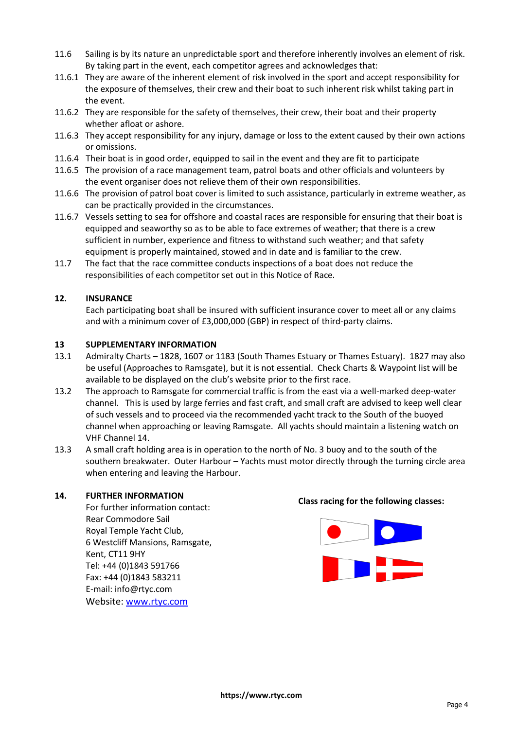11.6 Sailing is by its nature an unpredictable sport and therefore inherently involves an element of risk. By taking part in the event, each competitor agrees and acknowledges that:

11.6.1 They are aware of the inherent element of risk involved in the sport and accept responsibility for the exposure of themselves, their crew and their boat to such inherent risk whilst taking part in the event.

11.6.2 They are responsible for the safety of themselves, their crew, their boat and their property whether afloat or ashore.

11.6.3 They accept responsibility for any injury, damage or loss to the extent caused by their own actions or omissions.

11.6.4 Their boat is in good order, equipped to sail in the event and they are fit to participate

11.6.5 The provision of a race management team, patrol boats and other officials and volunteers by the event organiser does not relieve them of their own responsibilities.

11.6.6 The provision of patrol boat cover is limited to such assistance, particularly in extreme weather, as can be practically provided in the circumstances.

11.6.7 Vessels setting to sea for offshore and coastal races are responsible for ensuring that their boat is equipped and seaworthy so as to be able to face extremes of weather; that there is a crew sufficient in number, experience and fitness to withstand such weather; and that safety equipment is properly maintained, stowed and in date and is familiar to the crew.

11.7 The fact that the race committee conducts inspections of a boat does not reduce the responsibilities of each competitor set out in this Notice of Race.

## 12. INSURANCE

Each participating boat shall be insured with sufficient insurance cover to meet all or any claims and with a minimum cover of £3,000,000 (GBP) in respect of third-party claims.

## 13 SUPPLEMENTARY INFORMATION

13.1 Admiralty Charts – 1828, 1607 or 1183 (South Thames Estuary or Thames Estuary). 1827 may also be useful (Approaches to Ramsgate), but it is not essential. Check Charts & Waypoint list will be available to be displayed on the club's website prior to the first race.

13.2 The approach to Ramsgate for commercial traffic is from the east via a well-marked deep-water channel. This is used by large ferries and fast craft, and small craft are advised to keep well clear of such vessels and to proceed via the recommended yacht track to the South of the buoyed channel when approaching or leaving Ramsgate. All yachts should maintain a listening watch on VHF Channel 14.

13.3 A small craft holding area is in operation to the north of No. 3 buoy and to the south of the southern breakwater. Outer Harbour – Yachts must motor directly through the turning circle area when entering and leaving the Harbour.

## 14. FURTHER INFORMATION

For further information contact:
Rear Commodore Sail
Royal Temple Yacht Club,
6 Westcliff Mansions, Ramsgate,
Kent, CT11 9HY
Tel: +44 (0)1843 591766
Fax: +44 (0)1843 583211
E-mail: info@rtyc.com
Website: [www.rtyc.com](https://www.rtyc.com)

**Class racing for the following classes:**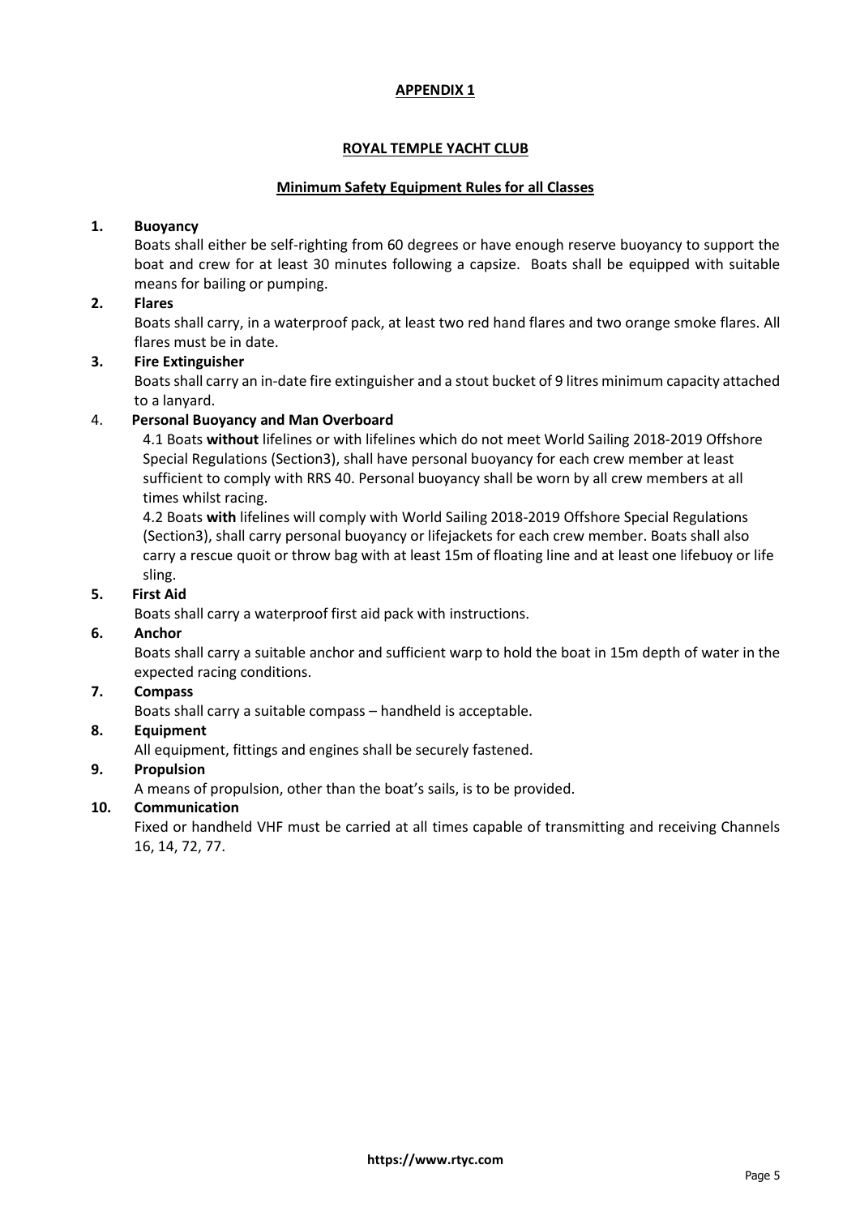## APPENDIX 1

## ROYAL TEMPLE YACHT CLUB

### Minimum Safety Equipment Rules for all Classes

**1. Buoyancy**

Boats shall either be self-righting from 60 degrees or have enough reserve buoyancy to support the boat and crew for at least 30 minutes following a capsize. Boats shall be equipped with suitable means for bailing or pumping.

**2. Flares**

Boats shall carry, in a waterproof pack, at least two red hand flares and two orange smoke flares. All flares must be in date.

**3. Fire Extinguisher**

Boats shall carry an in-date fire extinguisher and a stout bucket of 9 litres minimum capacity attached to a lanyard.

**4. Personal Buoyancy and Man Overboard**

4.1 Boats **without** lifelines or with lifelines which do not meet World Sailing 2018-2019 Offshore Special Regulations (Section3), shall have personal buoyancy for each crew member at least sufficient to comply with RRS 40. Personal buoyancy shall be worn by all crew members at all times whilst racing.

4.2 Boats **with** lifelines will comply with World Sailing 2018-2019 Offshore Special Regulations (Section3), shall carry personal buoyancy or lifejackets for each crew member. Boats shall also carry a rescue quoit or throw bag with at least 15m of floating line and at least one lifebuoy or life sling.

**5. First Aid**

Boats shall carry a waterproof first aid pack with instructions.

**6. Anchor**

Boats shall carry a suitable anchor and sufficient warp to hold the boat in 15m depth of water in the expected racing conditions.

**7. Compass**

Boats shall carry a suitable compass – handheld is acceptable.

**8. Equipment**

All equipment, fittings and engines shall be securely fastened.

**9. Propulsion**

A means of propulsion, other than the boat's sails, is to be provided.

**10. Communication**

Fixed or handheld VHF must be carried at all times capable of transmitting and receiving Channels 16, 14, 72, 77.

**https://www.rtyc.com**